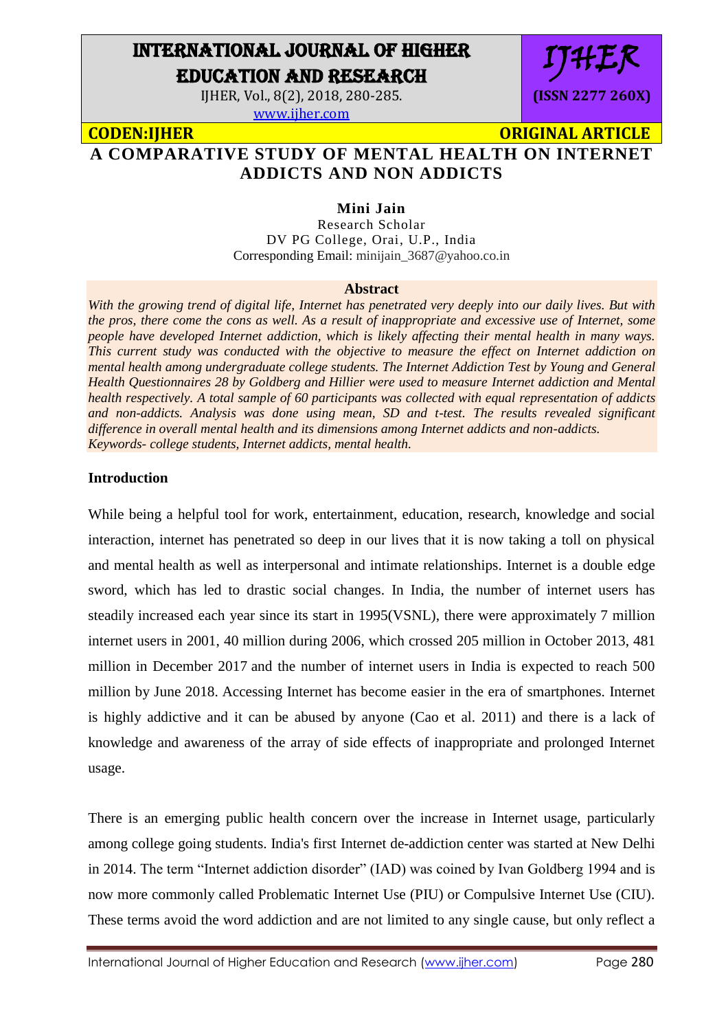**CODEN:IJHER** **ORIGINAL ARTICLE**

# A COMPARATIVE STUDY OF MENTAL HEALTH ON INTERNET ADDICTS AND NON ADDICTS

**Mini Jain**

Research Scholar

DV PG College, Orai, U.P., India

Corresponding Email: minijain_3687@yahoo.co.in

## Abstract

*With the growing trend of digital life, Internet has penetrated very deeply into our daily lives. But with the pros, there come the cons as well. As a result of inappropriate and excessive use of Internet, some people have developed Internet addiction, which is likely affecting their mental health in many ways. This current study was conducted with the objective to measure the effect on Internet addiction on mental health among undergraduate college students. The Internet Addiction Test by Young and General Health Questionnaires 28 by Goldberg and Hillier were used to measure Internet addiction and Mental health respectively. A total sample of 60 participants was collected with equal representation of addicts and non-addicts. Analysis was done using mean, SD and t-test. The results revealed significant difference in overall mental health and its dimensions among Internet addicts and non-addicts.*

*Keywords- college students, Internet addicts, mental health.*

## Introduction

While being a helpful tool for work, entertainment, education, research, knowledge and social interaction, internet has penetrated so deep in our lives that it is now taking a toll on physical and mental health as well as interpersonal and intimate relationships. Internet is a double edge sword, which has led to drastic social changes. In India, the number of internet users has steadily increased each year since its start in 1995(VSNL), there were approximately 7 million internet users in 2001, 40 million during 2006, which crossed 205 million in October 2013, 481 million in December 2017 and the number of internet users in India is expected to reach 500 million by June 2018. Accessing Internet has become easier in the era of smartphones. Internet is highly addictive and it can be abused by anyone (Cao et al. 2011) and there is a lack of knowledge and awareness of the array of side effects of inappropriate and prolonged Internet usage.

There is an emerging public health concern over the increase in Internet usage, particularly among college going students. India's first Internet de-addiction center was started at New Delhi in 2014. The term "Internet addiction disorder" (IAD) was coined by Ivan Goldberg 1994 and is now more commonly called Problematic Internet Use (PIU) or Compulsive Internet Use (CIU). These terms avoid the word addiction and are not limited to any single cause, but only reflect a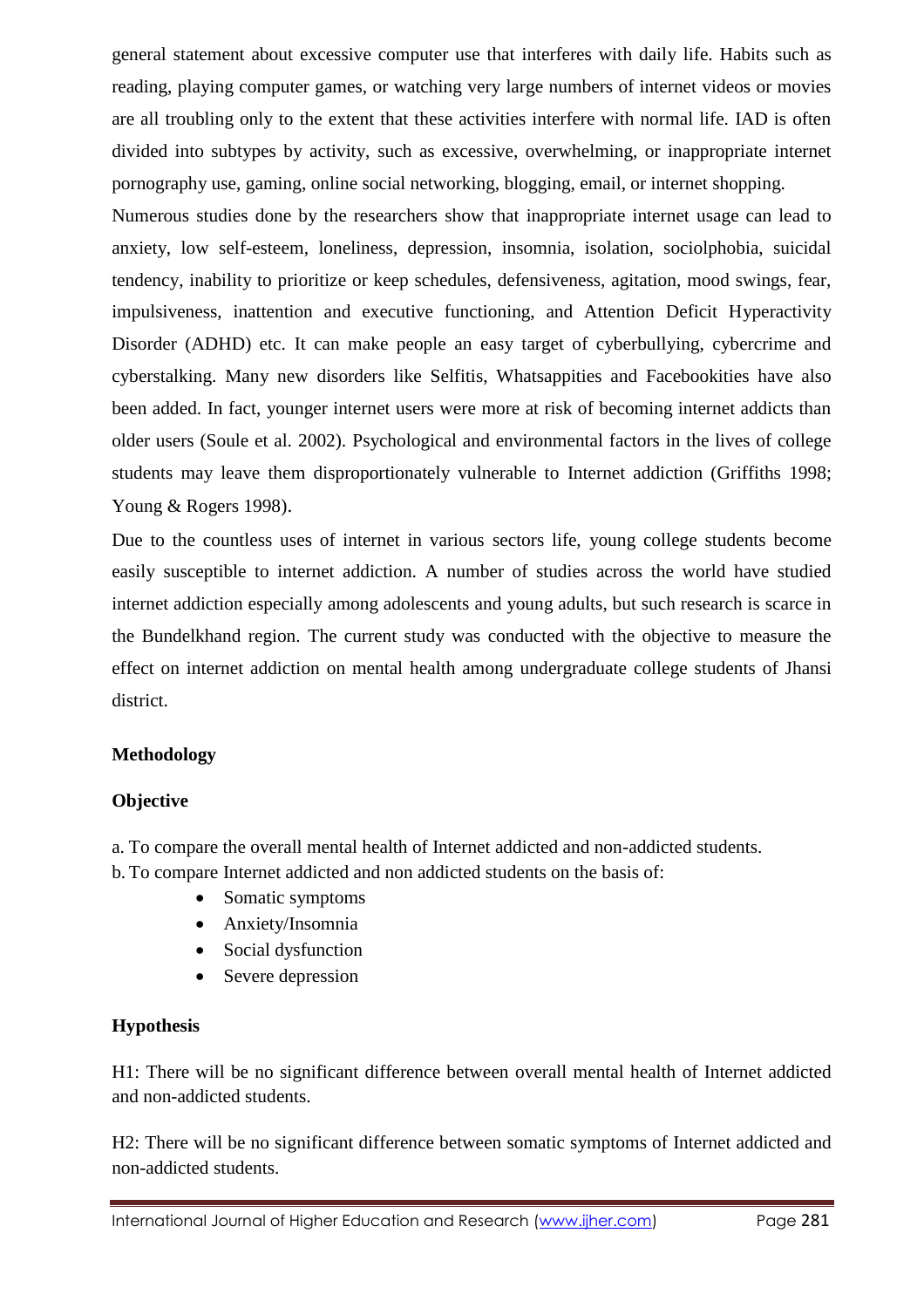general statement about excessive computer use that interferes with daily life. Habits such as reading, playing computer games, or watching very large numbers of internet videos or movies are all troubling only to the extent that these activities interfere with normal life. IAD is often divided into subtypes by activity, such as excessive, overwhelming, or inappropriate internet pornography use, gaming, online social networking, blogging, email, or internet shopping.

Numerous studies done by the researchers show that inappropriate internet usage can lead to anxiety, low self-esteem, loneliness, depression, insomnia, isolation, sociolphobia, suicidal tendency, inability to prioritize or keep schedules, defensiveness, agitation, mood swings, fear, impulsiveness, inattention and executive functioning, and Attention Deficit Hyperactivity Disorder (ADHD) etc. It can make people an easy target of cyberbullying, cybercrime and cyberstalking. Many new disorders like Selfitis, Whatsappities and Facebookities have also been added. In fact, younger internet users were more at risk of becoming internet addicts than older users (Soule et al. 2002). Psychological and environmental factors in the lives of college students may leave them disproportionately vulnerable to Internet addiction (Griffiths 1998; Young & Rogers 1998).

Due to the countless uses of internet in various sectors life, young college students become easily susceptible to internet addiction. A number of studies across the world have studied internet addiction especially among adolescents and young adults, but such research is scarce in the Bundelkhand region. The current study was conducted with the objective to measure the effect on internet addiction on mental health among undergraduate college students of Jhansi district.

## Methodology

### Objective

a. To compare the overall mental health of Internet addicted and non-addicted students.

b. To compare Internet addicted and non addicted students on the basis of:

- Somatic symptoms
- Anxiety/Insomnia
- Social dysfunction
- Severe depression

### Hypothesis

H1: There will be no significant difference between overall mental health of Internet addicted and non-addicted students.

H2: There will be no significant difference between somatic symptoms of Internet addicted and non-addicted students.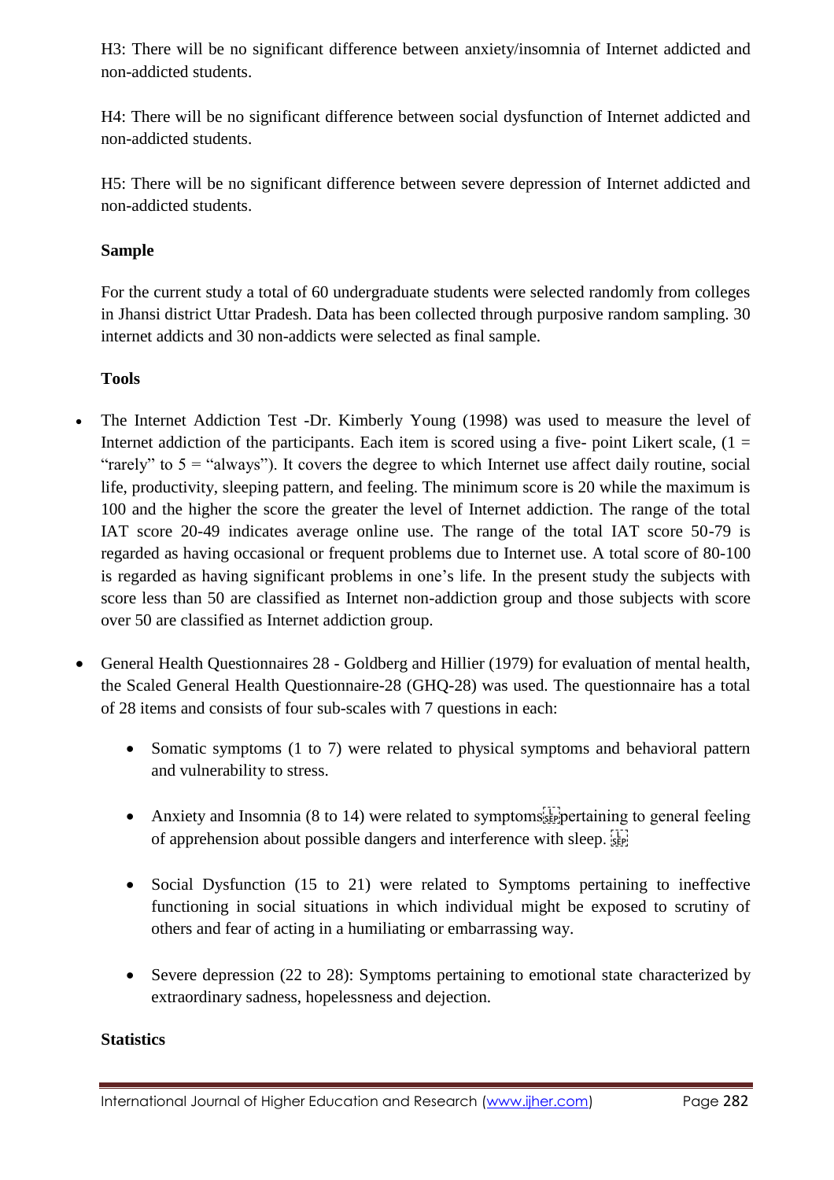H3: There will be no significant difference between anxiety/insomnia of Internet addicted and non-addicted students.

H4: There will be no significant difference between social dysfunction of Internet addicted and non-addicted students.

H5: There will be no significant difference between severe depression of Internet addicted and non-addicted students.

**Sample**

For the current study a total of 60 undergraduate students were selected randomly from colleges in Jhansi district Uttar Pradesh. Data has been collected through purposive random sampling. 30 internet addicts and 30 non-addicts were selected as final sample.

**Tools**

- The Internet Addiction Test -Dr. Kimberly Young (1998) was used to measure the level of Internet addiction of the participants. Each item is scored using a five- point Likert scale, (1 = "rarely" to 5 = "always"). It covers the degree to which Internet use affect daily routine, social life, productivity, sleeping pattern, and feeling. The minimum score is 20 while the maximum is 100 and the higher the score the greater the level of Internet addiction. The range of the total IAT score 20-49 indicates average online use. The range of the total IAT score 50-79 is regarded as having occasional or frequent problems due to Internet use. A total score of 80-100 is regarded as having significant problems in one's life. In the present study the subjects with score less than 50 are classified as Internet non-addiction group and those subjects with score over 50 are classified as Internet addiction group.

- General Health Questionnaires 28 - Goldberg and Hillier (1979) for evaluation of mental health, the Scaled General Health Questionnaire-28 (GHQ-28) was used. The questionnaire has a total of 28 items and consists of four sub-scales with 7 questions in each:
  - Somatic symptoms (1 to 7) were related to physical symptoms and behavioral pattern and vulnerability to stress.
  - Anxiety and Insomnia (8 to 14) were related to symptoms pertaining to general feeling of apprehension about possible dangers and interference with sleep.
  - Social Dysfunction (15 to 21) were related to Symptoms pertaining to ineffective functioning in social situations in which individual might be exposed to scrutiny of others and fear of acting in a humiliating or embarrassing way.
  - Severe depression (22 to 28): Symptoms pertaining to emotional state characterized by extraordinary sadness, hopelessness and dejection.

**Statistics**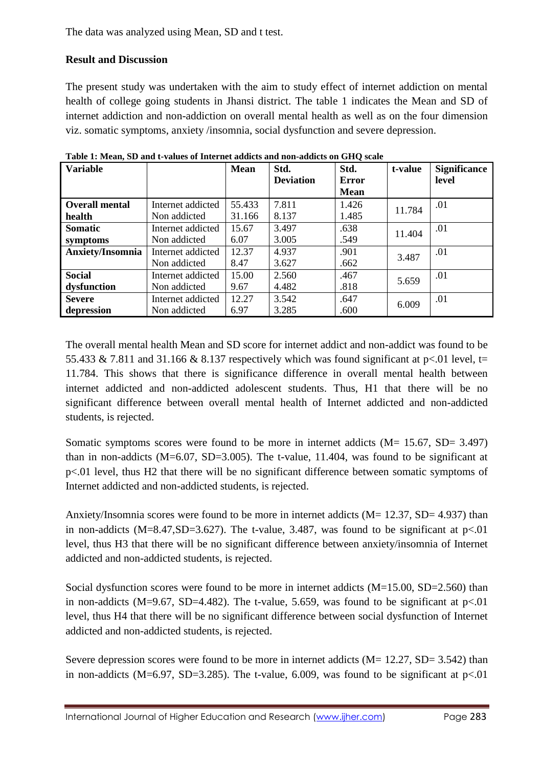The data was analyzed using Mean, SD and t test.

## Result and Discussion

The present study was undertaken with the aim to study effect of internet addiction on mental health of college going students in Jhansi district. The table 1 indicates the Mean and SD of internet addiction and non-addiction on overall mental health as well as on the four dimension viz. somatic symptoms, anxiety /insomnia, social dysfunction and severe depression.

**Table 1: Mean, SD and t-values of Internet addicts and non-addicts on GHQ scale**

| Variable | | Mean | Std. Deviation | Std. Error Mean | t-value | Significance level |
|---|---|---|---|---|---|---|
| **Overall mental health** | Internet addicted | 55.433 | 7.811 | 1.426 | 11.784 | .01 |
| | Non addicted | 31.166 | 8.137 | 1.485 | | |
| **Somatic symptoms** | Internet addicted | 15.67 | 3.497 | .638 | 11.404 | .01 |
| | Non addicted | 6.07 | 3.005 | .549 | | |
| **Anxiety/Insomnia** | Internet addicted | 12.37 | 4.937 | .901 | 3.487 | .01 |
| | Non addicted | 8.47 | 3.627 | .662 | | |
| **Social dysfunction** | Internet addicted | 15.00 | 2.560 | .467 | 5.659 | .01 |
| | Non addicted | 9.67 | 4.482 | .818 | | |
| **Severe depression** | Internet addicted | 12.27 | 3.542 | .647 | 6.009 | .01 |
| | Non addicted | 6.97 | 3.285 | .600 | | |

The overall mental health Mean and SD score for internet addict and non-addict was found to be 55.433 & 7.811 and 31.166 & 8.137 respectively which was found significant at $p<.01$ level, t= 11.784. This shows that there is significance difference in overall mental health between internet addicted and non-addicted adolescent students. Thus, H1 that there will be no significant difference between overall mental health of Internet addicted and non-addicted students, is rejected.

Somatic symptoms scores were found to be more in internet addicts (M= 15.67, SD= 3.497) than in non-addicts (M=6.07, SD=3.005). The t-value, 11.404, was found to be significant at $p<.01$ level, thus H2 that there will be no significant difference between somatic symptoms of Internet addicted and non-addicted students, is rejected.

Anxiety/Insomnia scores were found to be more in internet addicts (M= 12.37, SD= 4.937) than in non-addicts (M=8.47,SD=3.627). The t-value, 3.487, was found to be significant at $p<.01$ level, thus H3 that there will be no significant difference between anxiety/insomnia of Internet addicted and non-addicted students, is rejected.

Social dysfunction scores were found to be more in internet addicts (M=15.00, SD=2.560) than in non-addicts (M=9.67, SD=4.482). The t-value, 5.659, was found to be significant at $p<.01$ level, thus H4 that there will be no significant difference between social dysfunction of Internet addicted and non-addicted students, is rejected.

Severe depression scores were found to be more in internet addicts (M= 12.27, SD= 3.542) than in non-addicts (M=6.97, SD=3.285). The t-value, 6.009, was found to be significant at $p<.01$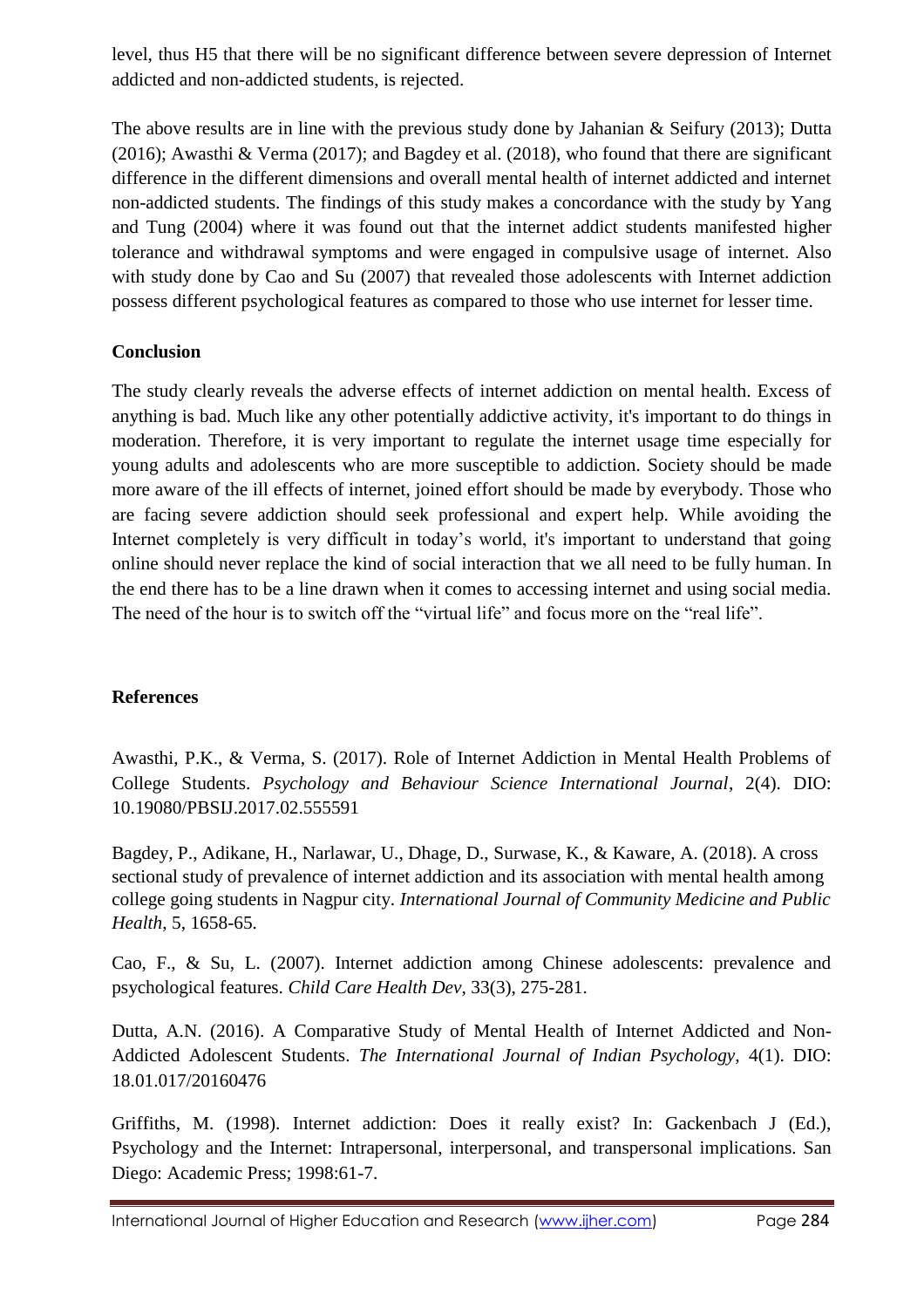level, thus H5 that there will be no significant difference between severe depression of Internet addicted and non-addicted students, is rejected.

The above results are in line with the previous study done by Jahanian & Seifury (2013); Dutta (2016); Awasthi & Verma (2017); and Bagdey et al. (2018), who found that there are significant difference in the different dimensions and overall mental health of internet addicted and internet non-addicted students. The findings of this study makes a concordance with the study by Yang and Tung (2004) where it was found out that the internet addict students manifested higher tolerance and withdrawal symptoms and were engaged in compulsive usage of internet. Also with study done by Cao and Su (2007) that revealed those adolescents with Internet addiction possess different psychological features as compared to those who use internet for lesser time.

## Conclusion

The study clearly reveals the adverse effects of internet addiction on mental health. Excess of anything is bad. Much like any other potentially addictive activity, it's important to do things in moderation. Therefore, it is very important to regulate the internet usage time especially for young adults and adolescents who are more susceptible to addiction. Society should be made more aware of the ill effects of internet, joined effort should be made by everybody. Those who are facing severe addiction should seek professional and expert help. While avoiding the Internet completely is very difficult in today's world, it's important to understand that going online should never replace the kind of social interaction that we all need to be fully human. In the end there has to be a line drawn when it comes to accessing internet and using social media. The need of the hour is to switch off the "virtual life" and focus more on the "real life".

## References

Awasthi, P.K., & Verma, S. (2017). Role of Internet Addiction in Mental Health Problems of College Students. *Psychology and Behaviour Science International Journal*, 2(4). DIO: 10.19080/PBSIJ.2017.02.555591

Bagdey, P., Adikane, H., Narlawar, U., Dhage, D., Surwase, K., & Kaware, A. (2018). A cross sectional study of prevalence of internet addiction and its association with mental health among college going students in Nagpur city. *International Journal of Community Medicine and Public Health*, 5, 1658-65.

Cao, F., & Su, L. (2007). Internet addiction among Chinese adolescents: prevalence and psychological features. *Child Care Health Dev*, 33(3), 275-281.

Dutta, A.N. (2016). A Comparative Study of Mental Health of Internet Addicted and Non-Addicted Adolescent Students. *The International Journal of Indian Psychology*, 4(1). DIO: 18.01.017/20160476

Griffiths, M. (1998). Internet addiction: Does it really exist? In: Gackenbach J (Ed.), Psychology and the Internet: Intrapersonal, interpersonal, and transpersonal implications. San Diego: Academic Press; 1998:61-7.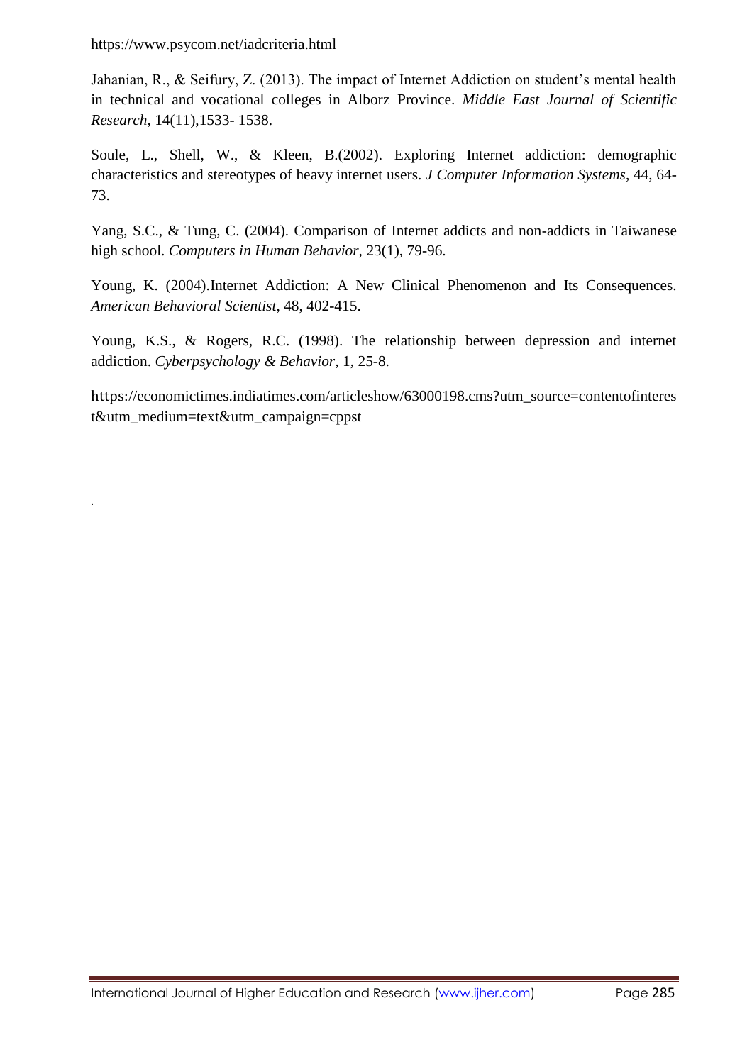https://www.psycom.net/iadcriteria.html

Jahanian, R., & Seifury, Z. (2013). The impact of Internet Addiction on student's mental health in technical and vocational colleges in Alborz Province. *Middle East Journal of Scientific Research*, 14(11),1533- 1538.

Soule, L., Shell, W., & Kleen, B.(2002). Exploring Internet addiction: demographic characteristics and stereotypes of heavy internet users. *J Computer Information Systems*, 44, 64-73.

Yang, S.C., & Tung, C. (2004). Comparison of Internet addicts and non-addicts in Taiwanese high school. *Computers in Human Behavior*, 23(1), 79-96.

Young, K. (2004).Internet Addiction: A New Clinical Phenomenon and Its Consequences. *American Behavioral Scientist*, 48, 402-415.

Young, K.S., & Rogers, R.C. (1998). The relationship between depression and internet addiction. *Cyberpsychology & Behavior*, 1, 25-8.

https://economictimes.indiatimes.com/articleshow/63000198.cms?utm_source=contentofinterest&utm_medium=text&utm_campaign=cppst

.